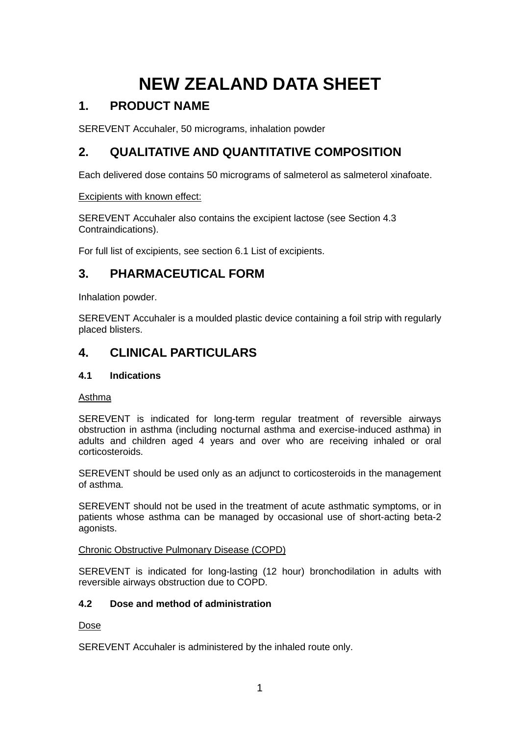# NEW ZEALAND DATA SHEET

## 1. PRODUCT NAME

SEREVENT Accuhaler, 50 micrograms, inhalation powder

## 2. QUALITATIVE AND QUANTITATIVE COMPOSITION

Each delivered dose contains 50 micrograms of salmeterol as salmeterol xinafoate.

Excipients with known effect:

SEREVENT Accuhaler also contains the excipient lactose (see Section 4.3 Contraindications).

For full list of excipients, see section 6.1 List of excipients.

## 3. PHARMACEUTICAL FORM

Inhalation powder.

SEREVENT Accuhaler is a moulded plastic device containing a foil strip with regularly placed blisters.

## 4. CLINICAL PARTICULARS

### 4.1 Indications

Asthma

SEREVENT is indicated for long-term regular treatment of reversible airways obstruction in asthma (including nocturnal asthma and exercise-induced asthma) in adults and children aged 4 years and over who are receiving inhaled or oral corticosteroids.

SEREVENT should be used only as an adjunct to corticosteroids in the management of asthma.

SEREVENT should not be used in the treatment of acute asthmatic symptoms, or in patients whose asthma can be managed by occasional use of short-acting beta-2 agonists.

Chronic Obstructive Pulmonary Disease (COPD)

SEREVENT is indicated for long-lasting (12 hour) bronchodilation in adults with reversible airways obstruction due to COPD.

### 4.2 Dose and method of administration

Dose

SEREVENT Accuhaler is administered by the inhaled route only.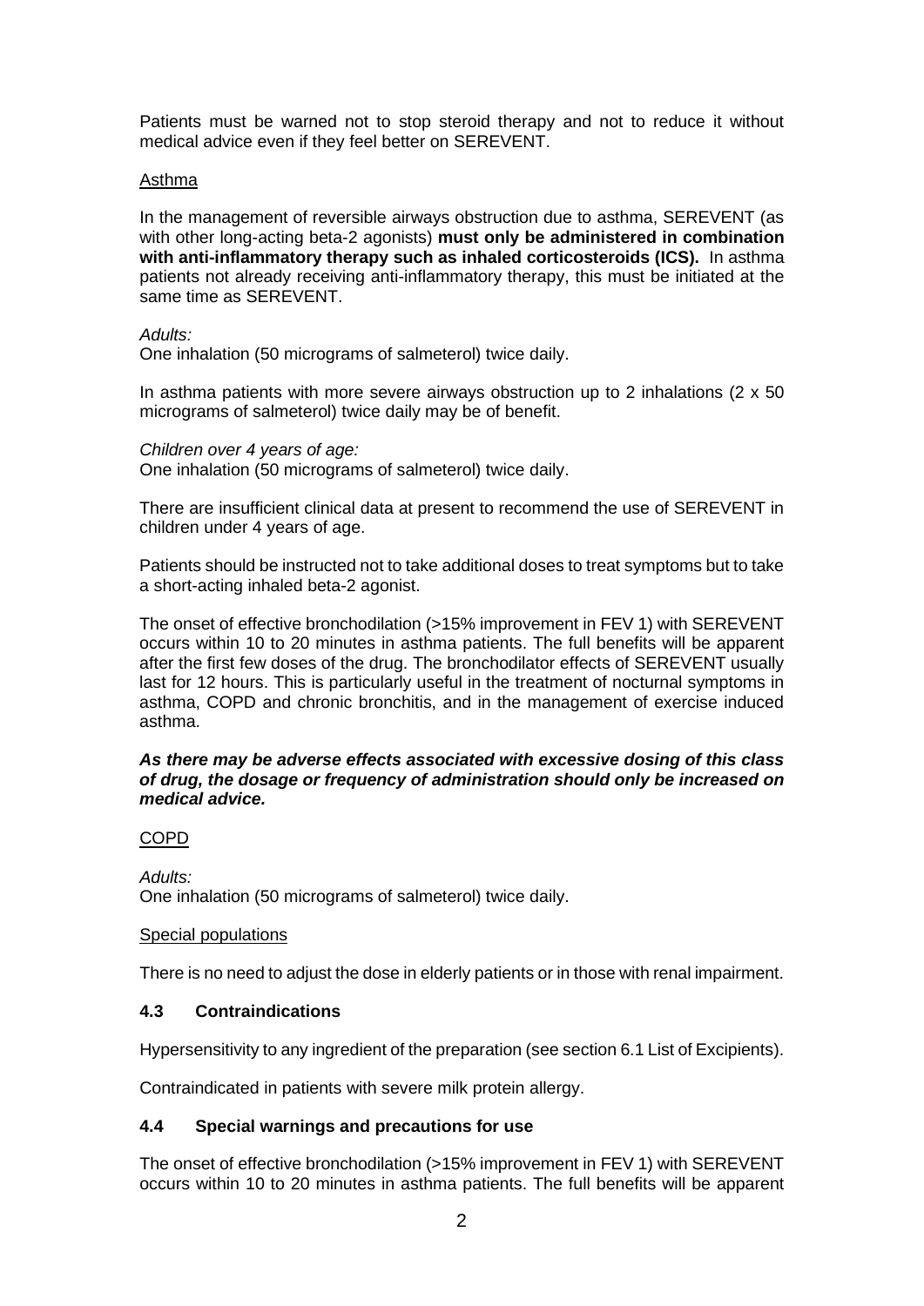Patients must be warned not to stop steroid therapy and not to reduce it without medical advice even if they feel better on SEREVENT.

Asthma

In the management of reversible airways obstruction due to asthma, SEREVENT (as with other long-acting beta-2 agonists) **must only be administered in combination with anti-inflammatory therapy such as inhaled corticosteroids (ICS).** In asthma patients not already receiving anti-inflammatory therapy, this must be initiated at the same time as SEREVENT.

*Adults:*
One inhalation (50 micrograms of salmeterol) twice daily.

In asthma patients with more severe airways obstruction up to 2 inhalations (2 x 50 micrograms of salmeterol) twice daily may be of benefit.

*Children over 4 years of age:*
One inhalation (50 micrograms of salmeterol) twice daily.

There are insufficient clinical data at present to recommend the use of SEREVENT in children under 4 years of age.

Patients should be instructed not to take additional doses to treat symptoms but to take a short-acting inhaled beta-2 agonist.

The onset of effective bronchodilation (>15% improvement in FEV 1) with SEREVENT occurs within 10 to 20 minutes in asthma patients. The full benefits will be apparent after the first few doses of the drug. The bronchodilator effects of SEREVENT usually last for 12 hours. This is particularly useful in the treatment of nocturnal symptoms in asthma, COPD and chronic bronchitis, and in the management of exercise induced asthma.

***As there may be adverse effects associated with excessive dosing of this class of drug, the dosage or frequency of administration should only be increased on medical advice.***

COPD

*Adults:*
One inhalation (50 micrograms of salmeterol) twice daily.

Special populations

There is no need to adjust the dose in elderly patients or in those with renal impairment.

### 4.3 Contraindications

Hypersensitivity to any ingredient of the preparation (see section 6.1 List of Excipients).

Contraindicated in patients with severe milk protein allergy.

### 4.4 Special warnings and precautions for use

The onset of effective bronchodilation (>15% improvement in FEV 1) with SEREVENT occurs within 10 to 20 minutes in asthma patients. The full benefits will be apparent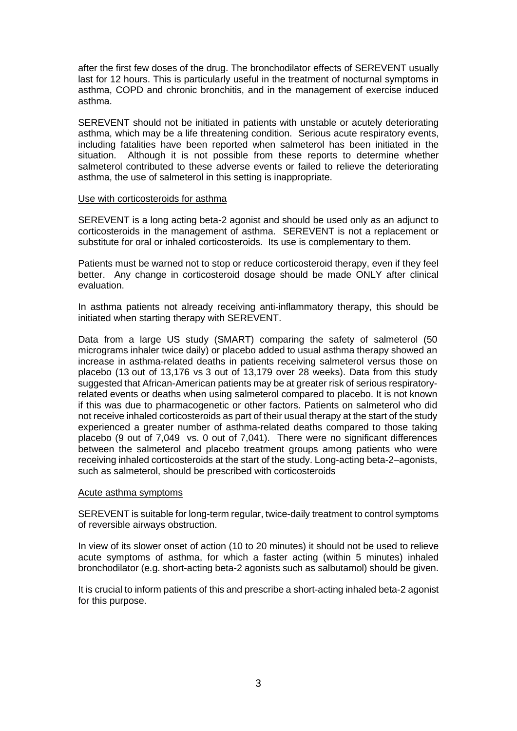after the first few doses of the drug. The bronchodilator effects of SEREVENT usually last for 12 hours. This is particularly useful in the treatment of nocturnal symptoms in asthma, COPD and chronic bronchitis, and in the management of exercise induced asthma.

SEREVENT should not be initiated in patients with unstable or acutely deteriorating asthma, which may be a life threatening condition. Serious acute respiratory events, including fatalities have been reported when salmeterol has been initiated in the situation. Although it is not possible from these reports to determine whether salmeterol contributed to these adverse events or failed to relieve the deteriorating asthma, the use of salmeterol in this setting is inappropriate.

Use with corticosteroids for asthma

SEREVENT is a long acting beta-2 agonist and should be used only as an adjunct to corticosteroids in the management of asthma. SEREVENT is not a replacement or substitute for oral or inhaled corticosteroids. Its use is complementary to them.

Patients must be warned not to stop or reduce corticosteroid therapy, even if they feel better. Any change in corticosteroid dosage should be made ONLY after clinical evaluation.

In asthma patients not already receiving anti-inflammatory therapy, this should be initiated when starting therapy with SEREVENT.

Data from a large US study (SMART) comparing the safety of salmeterol (50 micrograms inhaler twice daily) or placebo added to usual asthma therapy showed an increase in asthma-related deaths in patients receiving salmeterol versus those on placebo (13 out of 13,176 vs 3 out of 13,179 over 28 weeks). Data from this study suggested that African-American patients may be at greater risk of serious respiratory-related events or deaths when using salmeterol compared to placebo. It is not known if this was due to pharmacogenetic or other factors. Patients on salmeterol who did not receive inhaled corticosteroids as part of their usual therapy at the start of the study experienced a greater number of asthma-related deaths compared to those taking placebo (9 out of 7,049 vs. 0 out of 7,041). There were no significant differences between the salmeterol and placebo treatment groups among patients who were receiving inhaled corticosteroids at the start of the study. Long-acting beta-2–agonists, such as salmeterol, should be prescribed with corticosteroids

Acute asthma symptoms

SEREVENT is suitable for long-term regular, twice-daily treatment to control symptoms of reversible airways obstruction.

In view of its slower onset of action (10 to 20 minutes) it should not be used to relieve acute symptoms of asthma, for which a faster acting (within 5 minutes) inhaled bronchodilator (e.g. short-acting beta-2 agonists such as salbutamol) should be given.

It is crucial to inform patients of this and prescribe a short-acting inhaled beta-2 agonist for this purpose.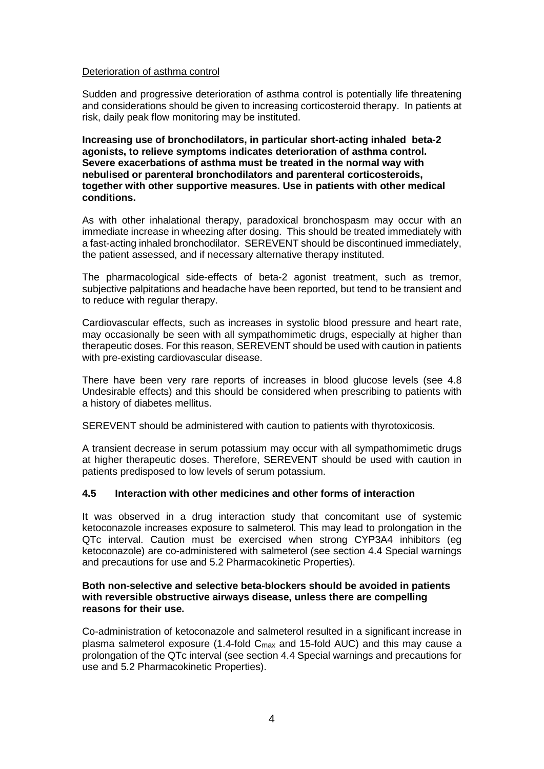Deterioration of asthma control

Sudden and progressive deterioration of asthma control is potentially life threatening and considerations should be given to increasing corticosteroid therapy. In patients at risk, daily peak flow monitoring may be instituted.

**Increasing use of bronchodilators, in particular short-acting inhaled beta-2 agonists, to relieve symptoms indicates deterioration of asthma control. Severe exacerbations of asthma must be treated in the normal way with nebulised or parenteral bronchodilators and parenteral corticosteroids, together with other supportive measures. Use in patients with other medical conditions.**

As with other inhalational therapy, paradoxical bronchospasm may occur with an immediate increase in wheezing after dosing. This should be treated immediately with a fast-acting inhaled bronchodilator. SEREVENT should be discontinued immediately, the patient assessed, and if necessary alternative therapy instituted.

The pharmacological side-effects of beta-2 agonist treatment, such as tremor, subjective palpitations and headache have been reported, but tend to be transient and to reduce with regular therapy.

Cardiovascular effects, such as increases in systolic blood pressure and heart rate, may occasionally be seen with all sympathomimetic drugs, especially at higher than therapeutic doses. For this reason, SEREVENT should be used with caution in patients with pre-existing cardiovascular disease.

There have been very rare reports of increases in blood glucose levels (see 4.8 Undesirable effects) and this should be considered when prescribing to patients with a history of diabetes mellitus.

SEREVENT should be administered with caution to patients with thyrotoxicosis.

A transient decrease in serum potassium may occur with all sympathomimetic drugs at higher therapeutic doses. Therefore, SEREVENT should be used with caution in patients predisposed to low levels of serum potassium.

### 4.5 Interaction with other medicines and other forms of interaction

It was observed in a drug interaction study that concomitant use of systemic ketoconazole increases exposure to salmeterol. This may lead to prolongation in the QTc interval. Caution must be exercised when strong CYP3A4 inhibitors (eg ketoconazole) are co-administered with salmeterol (see section 4.4 Special warnings and precautions for use and 5.2 Pharmacokinetic Properties).

**Both non-selective and selective beta-blockers should be avoided in patients with reversible obstructive airways disease, unless there are compelling reasons for their use.**

Co-administration of ketoconazole and salmeterol resulted in a significant increase in plasma salmeterol exposure (1.4-fold $C_{max}$ and 15-fold AUC) and this may cause a prolongation of the QTc interval (see section 4.4 Special warnings and precautions for use and 5.2 Pharmacokinetic Properties).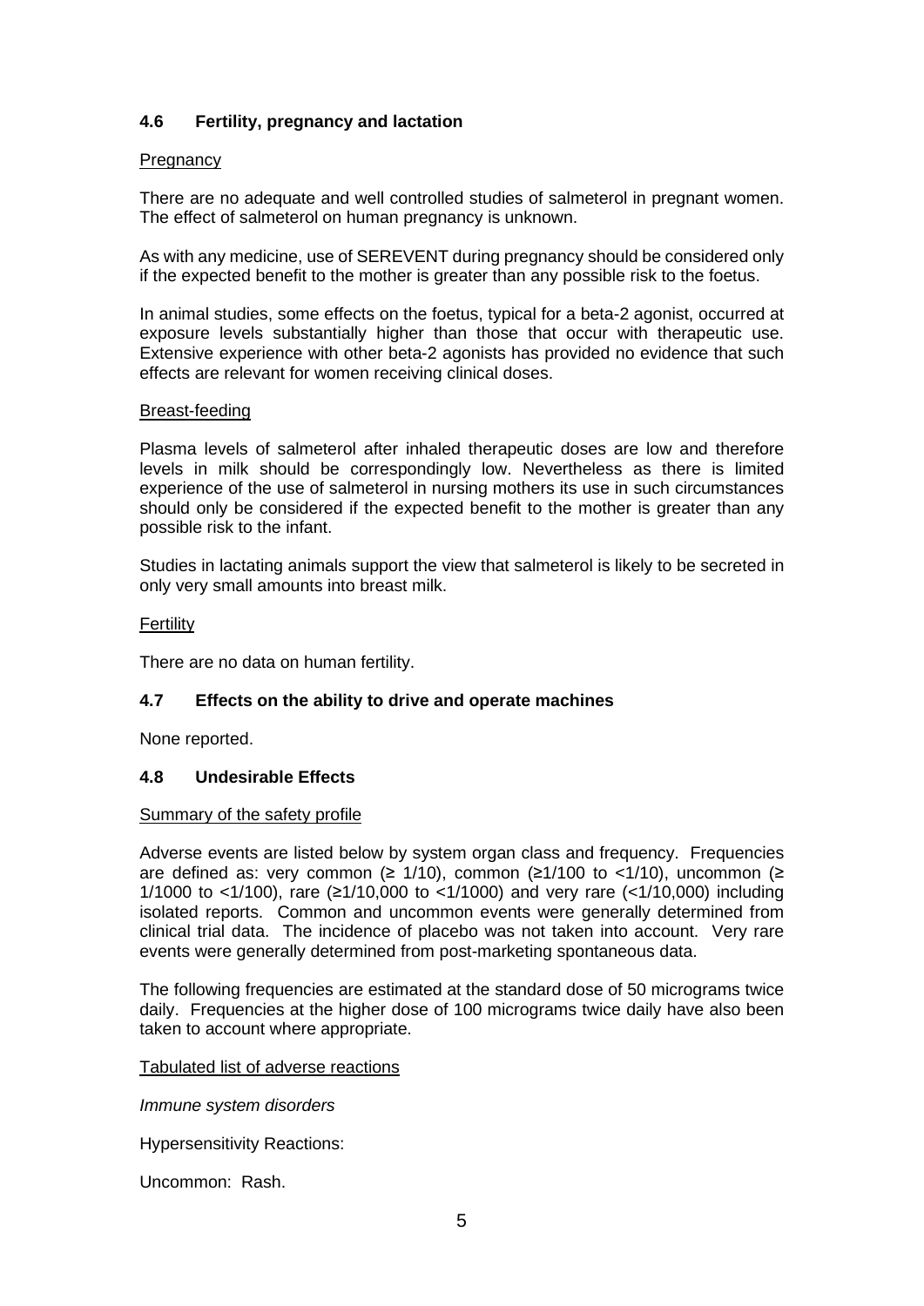### 4.6 Fertility, pregnancy and lactation

Pregnancy

There are no adequate and well controlled studies of salmeterol in pregnant women. The effect of salmeterol on human pregnancy is unknown.

As with any medicine, use of SEREVENT during pregnancy should be considered only if the expected benefit to the mother is greater than any possible risk to the foetus.

In animal studies, some effects on the foetus, typical for a beta-2 agonist, occurred at exposure levels substantially higher than those that occur with therapeutic use. Extensive experience with other beta-2 agonists has provided no evidence that such effects are relevant for women receiving clinical doses.

Breast-feeding

Plasma levels of salmeterol after inhaled therapeutic doses are low and therefore levels in milk should be correspondingly low. Nevertheless as there is limited experience of the use of salmeterol in nursing mothers its use in such circumstances should only be considered if the expected benefit to the mother is greater than any possible risk to the infant.

Studies in lactating animals support the view that salmeterol is likely to be secreted in only very small amounts into breast milk.

Fertility

There are no data on human fertility.

### 4.7 Effects on the ability to drive and operate machines

None reported.

### 4.8 Undesirable Effects

Summary of the safety profile

Adverse events are listed below by system organ class and frequency. Frequencies are defined as: very common (≥ 1/10), common (≥1/100 to <1/10), uncommon (≥ 1/1000 to <1/100), rare (≥1/10,000 to <1/1000) and very rare (<1/10,000) including isolated reports. Common and uncommon events were generally determined from clinical trial data. The incidence of placebo was not taken into account. Very rare events were generally determined from post-marketing spontaneous data.

The following frequencies are estimated at the standard dose of 50 micrograms twice daily. Frequencies at the higher dose of 100 micrograms twice daily have also been taken to account where appropriate.

Tabulated list of adverse reactions

*Immune system disorders*

Hypersensitivity Reactions:

Uncommon: Rash.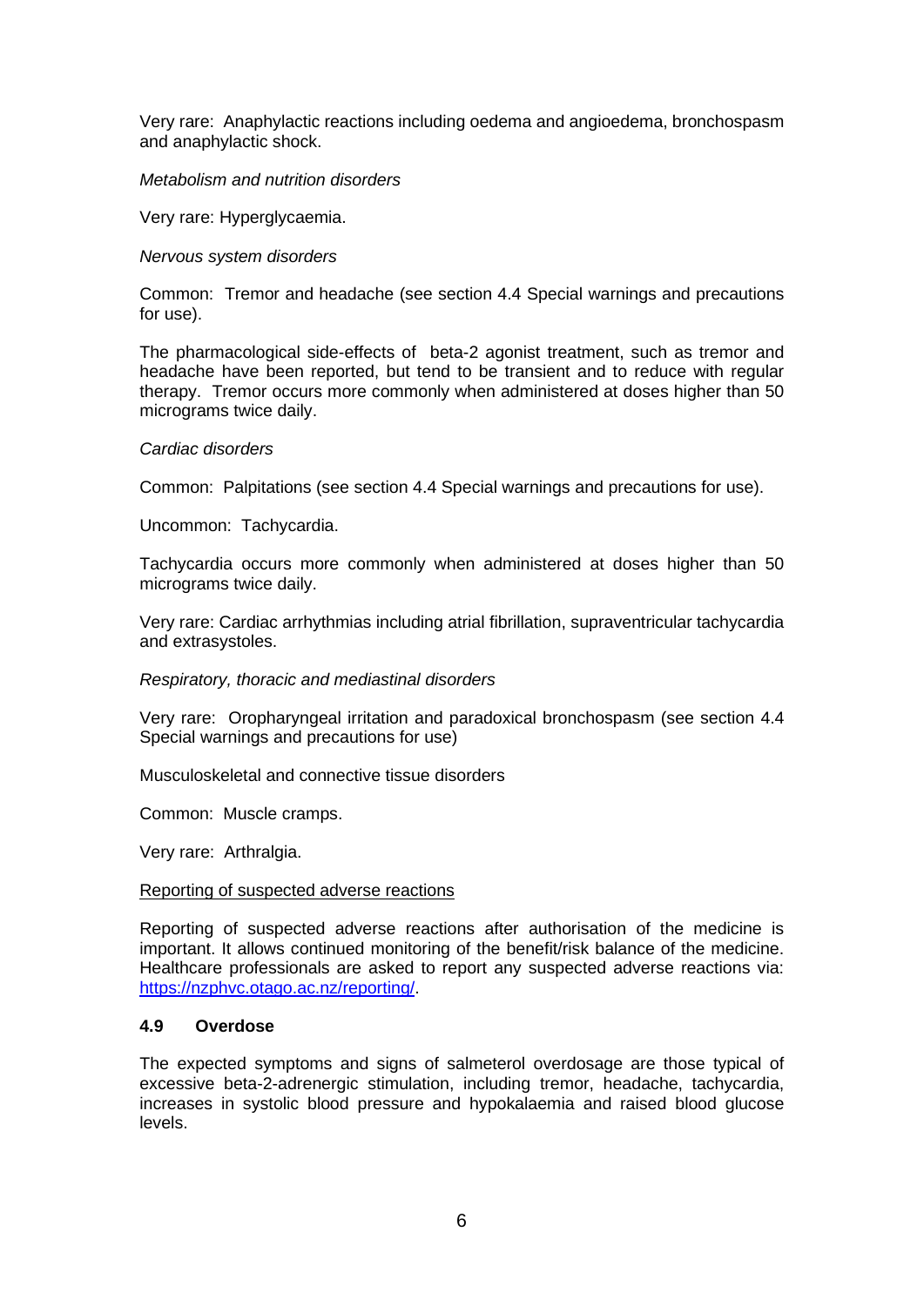Very rare: Anaphylactic reactions including oedema and angioedema, bronchospasm and anaphylactic shock.

*Metabolism and nutrition disorders*

Very rare: Hyperglycaemia.

*Nervous system disorders*

Common: Tremor and headache (see section 4.4 Special warnings and precautions for use).

The pharmacological side-effects of beta-2 agonist treatment, such as tremor and headache have been reported, but tend to be transient and to reduce with regular therapy. Tremor occurs more commonly when administered at doses higher than 50 micrograms twice daily.

*Cardiac disorders*

Common: Palpitations (see section 4.4 Special warnings and precautions for use).

Uncommon: Tachycardia.

Tachycardia occurs more commonly when administered at doses higher than 50 micrograms twice daily.

Very rare: Cardiac arrhythmias including atrial fibrillation, supraventricular tachycardia and extrasystoles.

*Respiratory, thoracic and mediastinal disorders*

Very rare: Oropharyngeal irritation and paradoxical bronchospasm (see section 4.4 Special warnings and precautions for use)

Musculoskeletal and connective tissue disorders

Common: Muscle cramps.

Very rare: Arthralgia.

Reporting of suspected adverse reactions

Reporting of suspected adverse reactions after authorisation of the medicine is important. It allows continued monitoring of the benefit/risk balance of the medicine. Healthcare professionals are asked to report any suspected adverse reactions via: [https://nzphvc.otago.ac.nz/reporting/](https://nzphvc.otago.ac.nz/reporting/).

### 4.9 Overdose

The expected symptoms and signs of salmeterol overdosage are those typical of excessive beta-2-adrenergic stimulation, including tremor, headache, tachycardia, increases in systolic blood pressure and hypokalaemia and raised blood glucose levels.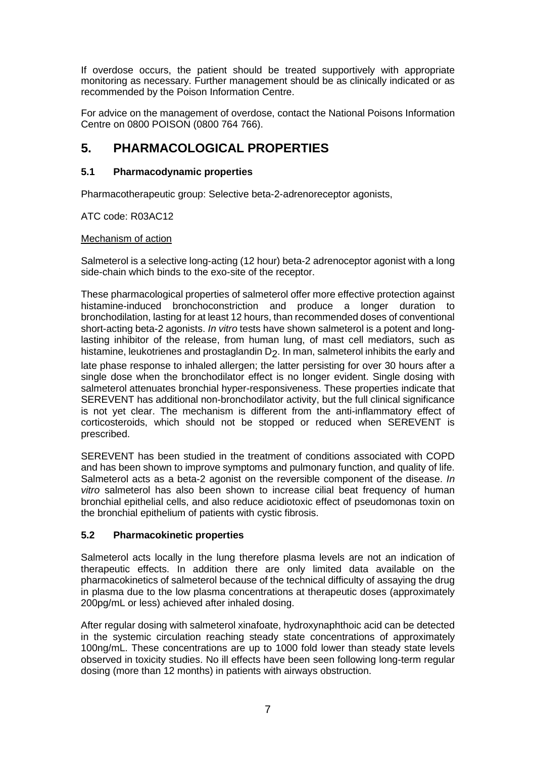If overdose occurs, the patient should be treated supportively with appropriate monitoring as necessary. Further management should be as clinically indicated or as recommended by the Poison Information Centre.

For advice on the management of overdose, contact the National Poisons Information Centre on 0800 POISON (0800 764 766).

# 5. PHARMACOLOGICAL PROPERTIES

## 5.1 Pharmacodynamic properties

Pharmacotherapeutic group: Selective beta-2-adrenoreceptor agonists,

ATC code: R03AC12

Mechanism of action

Salmeterol is a selective long-acting (12 hour) beta-2 adrenoceptor agonist with a long side-chain which binds to the exo-site of the receptor.

These pharmacological properties of salmeterol offer more effective protection against histamine-induced bronchoconstriction and produce a longer duration to bronchodilation, lasting for at least 12 hours, than recommended doses of conventional short-acting beta-2 agonists. *In vitro* tests have shown salmeterol is a potent and long-lasting inhibitor of the release, from human lung, of mast cell mediators, such as histamine, leukotrienes and prostaglandin $D_2$. In man, salmeterol inhibits the early and late phase response to inhaled allergen; the latter persisting for over 30 hours after a single dose when the bronchodilator effect is no longer evident. Single dosing with salmeterol attenuates bronchial hyper-responsiveness. These properties indicate that SEREVENT has additional non-bronchodilator activity, but the full clinical significance is not yet clear. The mechanism is different from the anti-inflammatory effect of corticosteroids, which should not be stopped or reduced when SEREVENT is prescribed.

SEREVENT has been studied in the treatment of conditions associated with COPD and has been shown to improve symptoms and pulmonary function, and quality of life. Salmeterol acts as a beta-2 agonist on the reversible component of the disease. *In vitro* salmeterol has also been shown to increase cilial beat frequency of human bronchial epithelial cells, and also reduce acidiotoxic effect of pseudomonas toxin on the bronchial epithelium of patients with cystic fibrosis.

## 5.2 Pharmacokinetic properties

Salmeterol acts locally in the lung therefore plasma levels are not an indication of therapeutic effects. In addition there are only limited data available on the pharmacokinetics of salmeterol because of the technical difficulty of assaying the drug in plasma due to the low plasma concentrations at therapeutic doses (approximately 200pg/mL or less) achieved after inhaled dosing.

After regular dosing with salmeterol xinafoate, hydroxynaphthoic acid can be detected in the systemic circulation reaching steady state concentrations of approximately 100ng/mL. These concentrations are up to 1000 fold lower than steady state levels observed in toxicity studies. No ill effects have been seen following long-term regular dosing (more than 12 months) in patients with airways obstruction.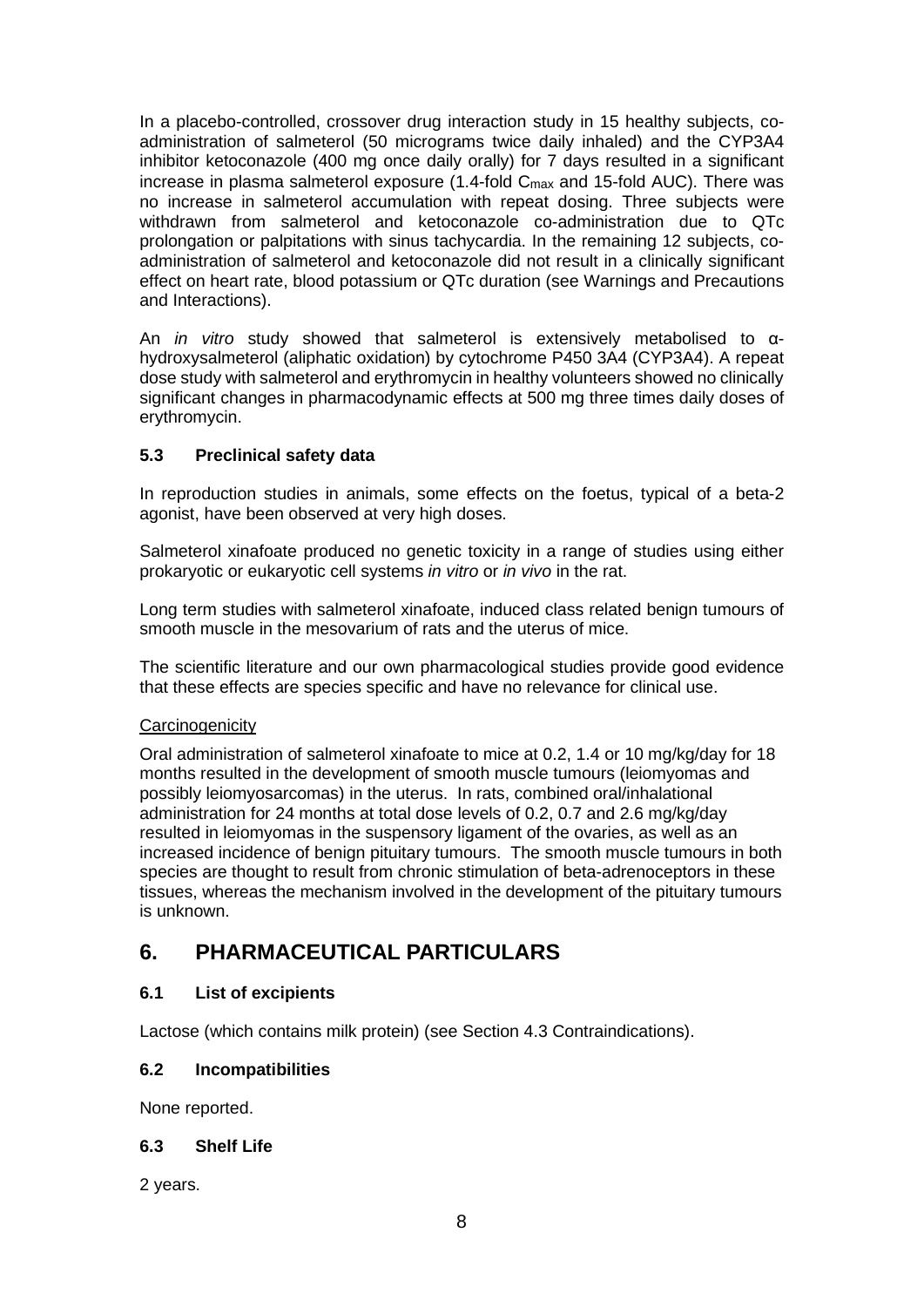In a placebo-controlled, crossover drug interaction study in 15 healthy subjects, co-administration of salmeterol (50 micrograms twice daily inhaled) and the CYP3A4 inhibitor ketoconazole (400 mg once daily orally) for 7 days resulted in a significant increase in plasma salmeterol exposure (1.4-fold $C_{max}$ and 15-fold AUC). There was no increase in salmeterol accumulation with repeat dosing. Three subjects were withdrawn from salmeterol and ketoconazole co-administration due to QTc prolongation or palpitations with sinus tachycardia. In the remaining 12 subjects, co-administration of salmeterol and ketoconazole did not result in a clinically significant effect on heart rate, blood potassium or QTc duration (see Warnings and Precautions and Interactions).

An *in vitro* study showed that salmeterol is extensively metabolised to α-hydroxysalmeterol (aliphatic oxidation) by cytochrome P450 3A4 (CYP3A4). A repeat dose study with salmeterol and erythromycin in healthy volunteers showed no clinically significant changes in pharmacodynamic effects at 500 mg three times daily doses of erythromycin.

### 5.3 Preclinical safety data

In reproduction studies in animals, some effects on the foetus, typical of a beta-2 agonist, have been observed at very high doses.

Salmeterol xinafoate produced no genetic toxicity in a range of studies using either prokaryotic or eukaryotic cell systems *in vitro* or *in vivo* in the rat.

Long term studies with salmeterol xinafoate, induced class related benign tumours of smooth muscle in the mesovarium of rats and the uterus of mice.

The scientific literature and our own pharmacological studies provide good evidence that these effects are species specific and have no relevance for clinical use.

Carcinogenicity

Oral administration of salmeterol xinafoate to mice at 0.2, 1.4 or 10 mg/kg/day for 18 months resulted in the development of smooth muscle tumours (leiomyomas and possibly leiomyosarcomas) in the uterus. In rats, combined oral/inhalational administration for 24 months at total dose levels of 0.2, 0.7 and 2.6 mg/kg/day resulted in leiomyomas in the suspensory ligament of the ovaries, as well as an increased incidence of benign pituitary tumours. The smooth muscle tumours in both species are thought to result from chronic stimulation of beta-adrenoceptors in these tissues, whereas the mechanism involved in the development of the pituitary tumours is unknown.

## 6. PHARMACEUTICAL PARTICULARS

### 6.1 List of excipients

Lactose (which contains milk protein) (see Section 4.3 Contraindications).

### 6.2 Incompatibilities

None reported.

### 6.3 Shelf Life

2 years.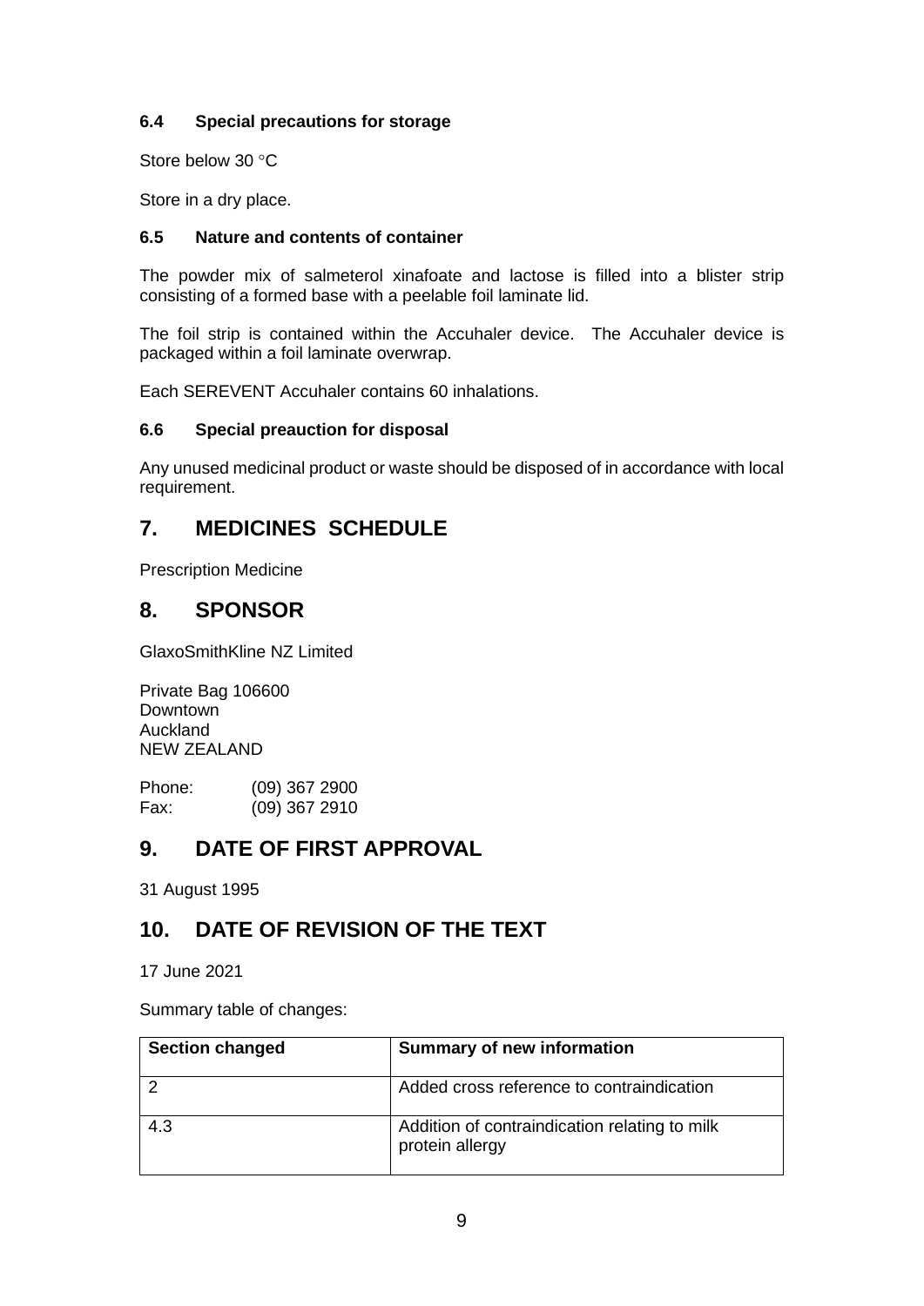### 6.4 Special precautions for storage

Store below 30 °C

Store in a dry place.

### 6.5 Nature and contents of container

The powder mix of salmeterol xinafoate and lactose is filled into a blister strip consisting of a formed base with a peelable foil laminate lid.

The foil strip is contained within the Accuhaler device. The Accuhaler device is packaged within a foil laminate overwrap.

Each SEREVENT Accuhaler contains 60 inhalations.

### 6.6 Special preauction for disposal

Any unused medicinal product or waste should be disposed of in accordance with local requirement.

## 7. MEDICINES SCHEDULE

Prescription Medicine

## 8. SPONSOR

GlaxoSmithKline NZ Limited

Private Bag 106600
Downtown
Auckland
NEW ZEALAND

Phone: (09) 367 2900
Fax: (09) 367 2910

## 9. DATE OF FIRST APPROVAL

31 August 1995

## 10. DATE OF REVISION OF THE TEXT

17 June 2021

Summary table of changes:

| Section changed | Summary of new information |
|---|---|
| 2 | Added cross reference to contraindication |
| 4.3 | Addition of contraindication relating to milk protein allergy |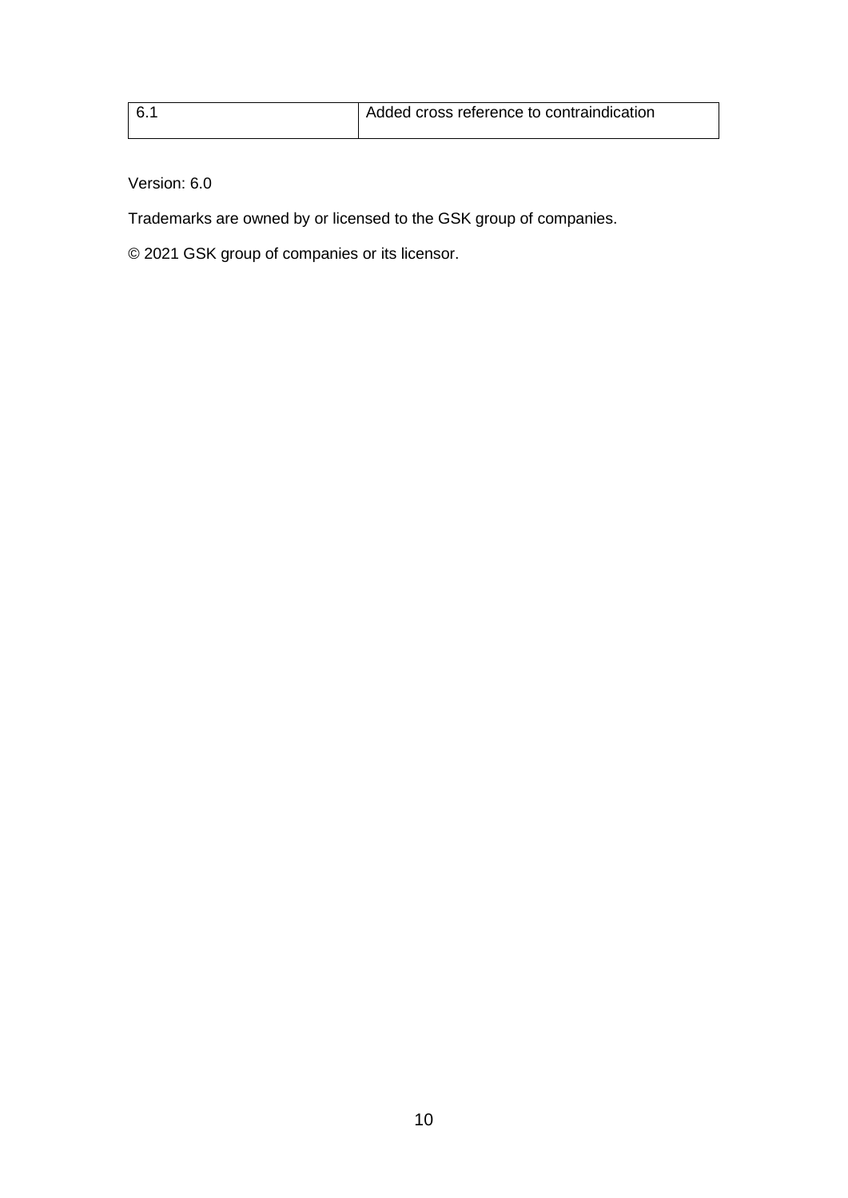| | |
|---|---|
| 6.1 | Added cross reference to contraindication |

Version: 6.0

Trademarks are owned by or licensed to the GSK group of companies.

© 2021 GSK group of companies or its licensor.